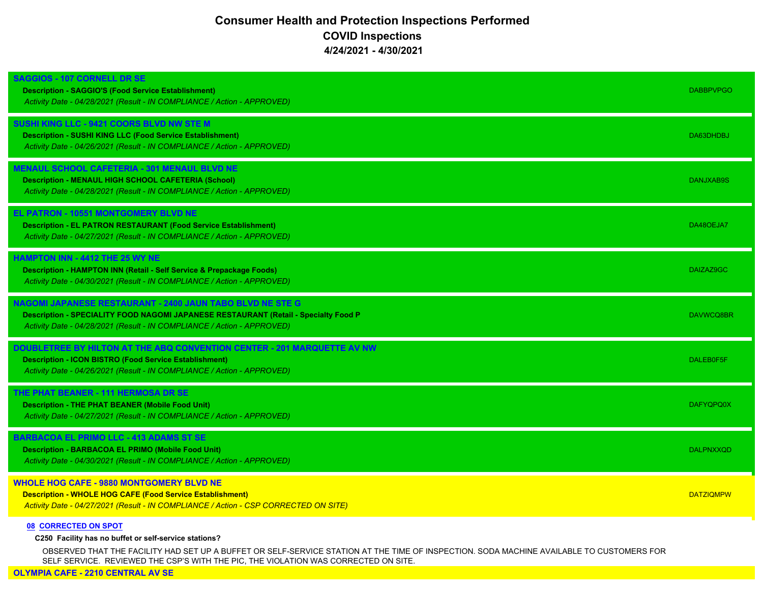# Consumer Health and Protection Inspections Performed

## COVID Inspections

### 4/24/2021 - 4/30/2021

**SAGGIOS - 107 CORNELL DR SE**

**Description - SAGGIO'S (Food Service Establishment)** DABBPVPGO

*Activity Date - 04/28/2021 (Result - IN COMPLIANCE / Action - APPROVED)*

**SUSHI KING LLC - 9421 COORS BLVD NW STE M**

**Description - SUSHI KING LLC (Food Service Establishment)** DA63DHDBJ

*Activity Date - 04/26/2021 (Result - IN COMPLIANCE / Action - APPROVED)*

**MENAUL SCHOOL CAFETERIA - 301 MENAUL BLVD NE**

**Description - MENAUL HIGH SCHOOL CAFETERIA (School)** DANJXAB9S

*Activity Date - 04/28/2021 (Result - IN COMPLIANCE / Action - APPROVED)*

**EL PATRON - 10551 MONTGOMERY BLVD NE**

**Description - EL PATRON RESTAURANT (Food Service Establishment)** DA48OEJA7

*Activity Date - 04/27/2021 (Result - IN COMPLIANCE / Action - APPROVED)*

**HAMPTON INN - 4412 THE 25 WY NE**

**Description - HAMPTON INN (Retail - Self Service & Prepackage Foods)** DAIZAZ9GC

*Activity Date - 04/30/2021 (Result - IN COMPLIANCE / Action - APPROVED)*

**NAGOMI JAPANESE RESTAURANT - 2400 JAUN TABO BLVD NE STE G**

**Description - SPECIALITY FOOD NAGOMI JAPANESE RESTAURANT (Retail - Specialty Food P** DAVWCQ8BR

*Activity Date - 04/28/2021 (Result - IN COMPLIANCE / Action - APPROVED)*

**DOUBLETREE BY HILTON AT THE ABQ CONVENTION CENTER - 201 MARQUETTE AV NW**

**Description - ICON BISTRO (Food Service Establishment)** DALEB0F5F

*Activity Date - 04/26/2021 (Result - IN COMPLIANCE / Action - APPROVED)*

**THE PHAT BEANER - 111 HERMOSA DR SE**

**Description - THE PHAT BEANER (Mobile Food Unit)** DAFYQPQ0X

*Activity Date - 04/27/2021 (Result - IN COMPLIANCE / Action - APPROVED)*

**BARBACOA EL PRIMO LLC - 413 ADAMS ST SE**

**Description - BARBACOA EL PRIMO (Mobile Food Unit)** DALPNXXQD

*Activity Date - 04/30/2021 (Result - IN COMPLIANCE / Action - APPROVED)*

**WHOLE HOG CAFE - 9880 MONTGOMERY BLVD NE**

**Description - WHOLE HOG CAFE (Food Service Establishment)** DATZIQMPW

*Activity Date - 04/27/2021 (Result - IN COMPLIANCE / Action - CSP CORRECTED ON SITE)*

**08 CORRECTED ON SPOT**

**C250 Facility has no buffet or self-service stations?**

OBSERVED THAT THE FACILITY HAD SET UP A BUFFET OR SELF-SERVICE STATION AT THE TIME OF INSPECTION. SODA MACHINE AVAILABLE TO CUSTOMERS FOR SELF SERVICE. REVIEWED THE CSP'S WITH THE PIC, THE VIOLATION WAS CORRECTED ON SITE.

**OLYMPIA CAFE - 2210 CENTRAL AV SE**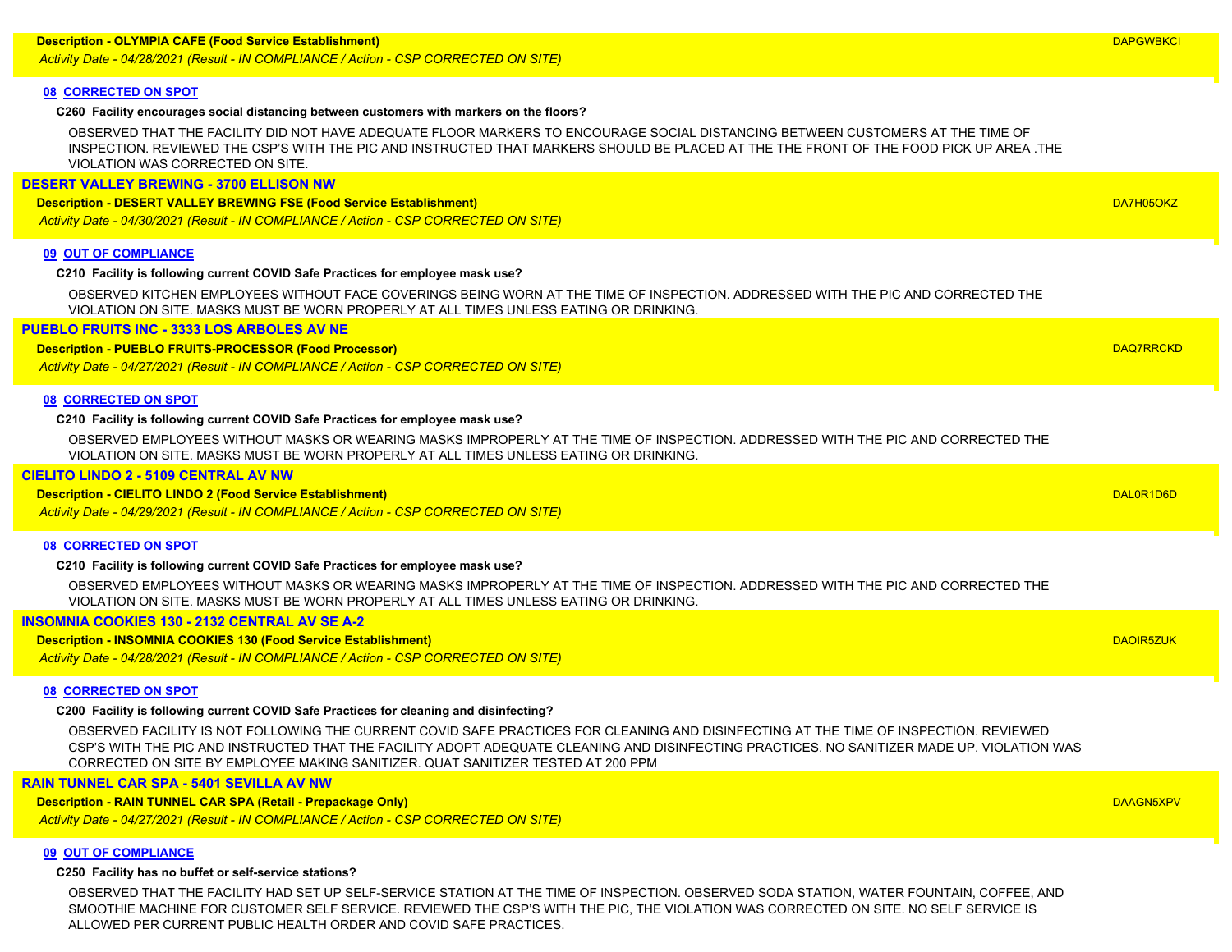**Description - OLYMPIA CAFE (Food Service Establishment)** DAPGWBKCI

*Activity Date - 04/28/2021 (Result - IN COMPLIANCE / Action - CSP CORRECTED ON SITE)*

**08 CORRECTED ON SPOT**

**C260 Facility encourages social distancing between customers with markers on the floors?**

OBSERVED THAT THE FACILITY DID NOT HAVE ADEQUATE FLOOR MARKERS TO ENCOURAGE SOCIAL DISTANCING BETWEEN CUSTOMERS AT THE TIME OF INSPECTION. REVIEWED THE CSP'S WITH THE PIC AND INSTRUCTED THAT MARKERS SHOULD BE PLACED AT THE THE FRONT OF THE FOOD PICK UP AREA .THE VIOLATION WAS CORRECTED ON SITE.

## DESERT VALLEY BREWING - 3700 ELLISON NW

**Description - DESERT VALLEY BREWING FSE (Food Service Establishment)** DA7H05OKZ

*Activity Date - 04/30/2021 (Result - IN COMPLIANCE / Action - CSP CORRECTED ON SITE)*

**09 OUT OF COMPLIANCE**

**C210 Facility is following current COVID Safe Practices for employee mask use?**

OBSERVED KITCHEN EMPLOYEES WITHOUT FACE COVERINGS BEING WORN AT THE TIME OF INSPECTION. ADDRESSED WITH THE PIC AND CORRECTED THE VIOLATION ON SITE. MASKS MUST BE WORN PROPERLY AT ALL TIMES UNLESS EATING OR DRINKING.

## PUEBLO FRUITS INC - 3333 LOS ARBOLES AV NE

**Description - PUEBLO FRUITS-PROCESSOR (Food Processor)** DAQ7RRCKD

*Activity Date - 04/27/2021 (Result - IN COMPLIANCE / Action - CSP CORRECTED ON SITE)*

**08 CORRECTED ON SPOT**

**C210 Facility is following current COVID Safe Practices for employee mask use?**

OBSERVED EMPLOYEES WITHOUT MASKS OR WEARING MASKS IMPROPERLY AT THE TIME OF INSPECTION. ADDRESSED WITH THE PIC AND CORRECTED THE VIOLATION ON SITE. MASKS MUST BE WORN PROPERLY AT ALL TIMES UNLESS EATING OR DRINKING.

## CIELITO LINDO 2 - 5109 CENTRAL AV NW

**Description - CIELITO LINDO 2 (Food Service Establishment)** DAL0R1D6D

*Activity Date - 04/29/2021 (Result - IN COMPLIANCE / Action - CSP CORRECTED ON SITE)*

**08 CORRECTED ON SPOT**

**C210 Facility is following current COVID Safe Practices for employee mask use?**

OBSERVED EMPLOYEES WITHOUT MASKS OR WEARING MASKS IMPROPERLY AT THE TIME OF INSPECTION. ADDRESSED WITH THE PIC AND CORRECTED THE VIOLATION ON SITE. MASKS MUST BE WORN PROPERLY AT ALL TIMES UNLESS EATING OR DRINKING.

## INSOMNIA COOKIES 130 - 2132 CENTRAL AV SE A-2

**Description - INSOMNIA COOKIES 130 (Food Service Establishment)** DAOIR5ZUK

*Activity Date - 04/28/2021 (Result - IN COMPLIANCE / Action - CSP CORRECTED ON SITE)*

**08 CORRECTED ON SPOT**

**C200 Facility is following current COVID Safe Practices for cleaning and disinfecting?**

OBSERVED FACILITY IS NOT FOLLOWING THE CURRENT COVID SAFE PRACTICES FOR CLEANING AND DISINFECTING AT THE TIME OF INSPECTION. REVIEWED CSP'S WITH THE PIC AND INSTRUCTED THAT THE FACILITY ADOPT ADEQUATE CLEANING AND DISINFECTING PRACTICES. NO SANITIZER MADE UP. VIOLATION WAS CORRECTED ON SITE BY EMPLOYEE MAKING SANITIZER. QUAT SANITIZER TESTED AT 200 PPM

## RAIN TUNNEL CAR SPA - 5401 SEVILLA AV NW

**Description - RAIN TUNNEL CAR SPA (Retail - Prepackage Only)** DAAGN5XPV

*Activity Date - 04/27/2021 (Result - IN COMPLIANCE / Action - CSP CORRECTED ON SITE)*

**09 OUT OF COMPLIANCE**

**C250 Facility has no buffet or self-service stations?**

OBSERVED THAT THE FACILITY HAD SET UP SELF-SERVICE STATION AT THE TIME OF INSPECTION. OBSERVED SODA STATION, WATER FOUNTAIN, COFFEE, AND SMOOTHIE MACHINE FOR CUSTOMER SELF SERVICE. REVIEWED THE CSP'S WITH THE PIC, THE VIOLATION WAS CORRECTED ON SITE. NO SELF SERVICE IS ALLOWED PER CURRENT PUBLIC HEALTH ORDER AND COVID SAFE PRACTICES.